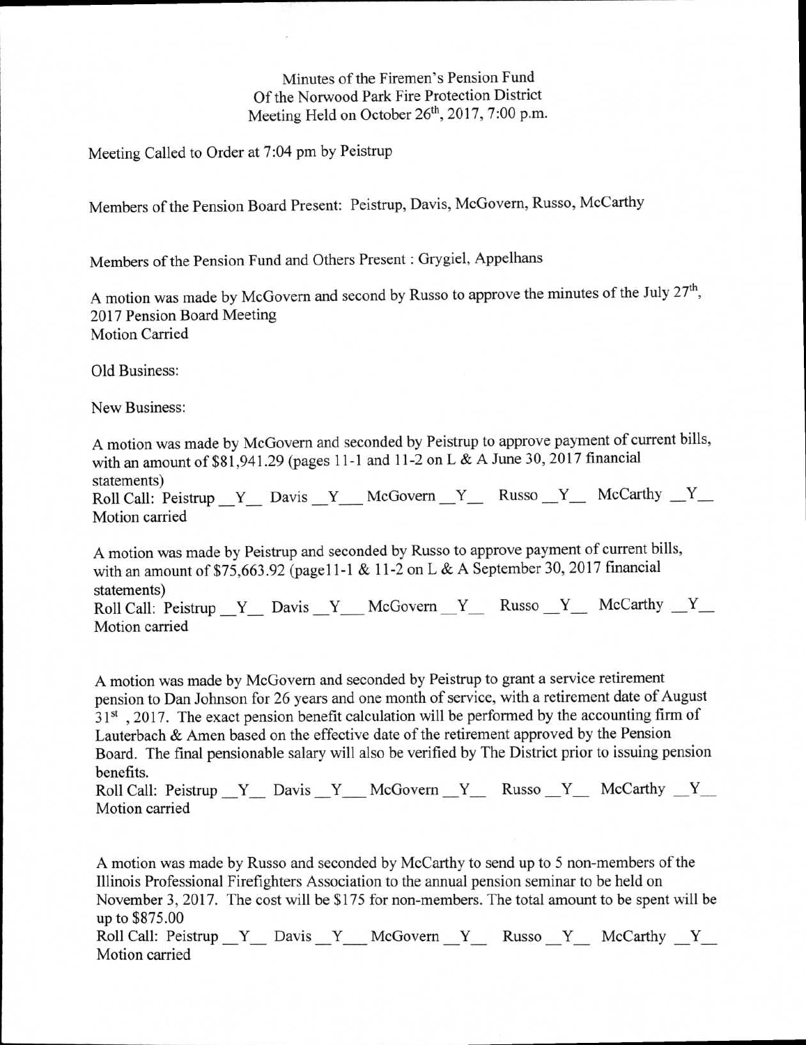Minutes of the Firemen's Pension Fund
Of the Norwood Park Fire Protection District
Meeting Held on October 26th, 2017, 7:00 p.m.

Meeting Called to Order at 7:04 pm by Peistrup

Members of the Pension Board Present: Peistrup, Davis, McGovern, Russo, McCarthy

Members of the Pension Fund and Others Present : Grygiel, Appelhans

A motion was made by McGovern and second by Russo to approve the minutes of the July 27th, 2017 Pension Board Meeting
Motion Carried

Old Business:

New Business:

A motion was made by McGovern and seconded by Peistrup to approve payment of current bills, with an amount of $81,941.29 (pages 11-1 and 11-2 on L & A June 30, 2017 financial statements)
Roll Call: Peistrup __Y__ Davis __Y___ McGovern __Y__ Russo __Y__ McCarthy __Y__
Motion carried

A motion was made by Peistrup and seconded by Russo to approve payment of current bills, with an amount of $75,663.92 (page11-1 & 11-2 on L & A September 30, 2017 financial statements)
Roll Call: Peistrup __Y__ Davis __Y___ McGovern __Y__ Russo __Y__ McCarthy __Y__
Motion carried

A motion was made by McGovern and seconded by Peistrup to grant a service retirement pension to Dan Johnson for 26 years and one month of service, with a retirement date of August 31st , 2017. The exact pension benefit calculation will be performed by the accounting firm of Lauterbach & Amen based on the effective date of the retirement approved by the Pension Board. The final pensionable salary will also be verified by The District prior to issuing pension benefits.
Roll Call: Peistrup __Y__ Davis __Y___ McGovern __Y__ Russo __Y__ McCarthy __Y__
Motion carried

A motion was made by Russo and seconded by McCarthy to send up to 5 non-members of the Illinois Professional Firefighters Association to the annual pension seminar to be held on November 3, 2017. The cost will be $175 for non-members. The total amount to be spent will be up to $875.00
Roll Call: Peistrup __Y__ Davis __Y___ McGovern __Y__ Russo __Y__ McCarthy __Y__
Motion carried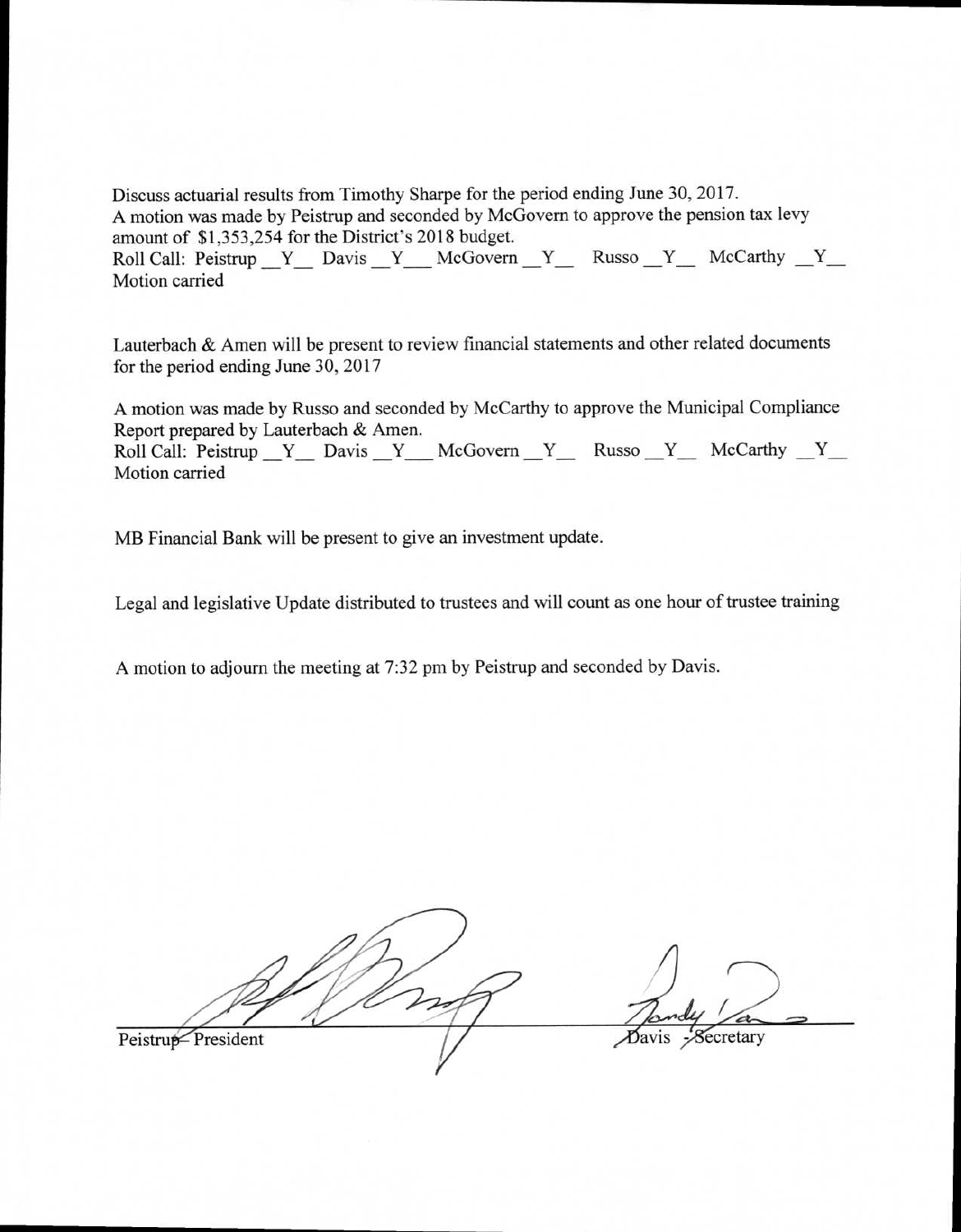Discuss actuarial results from Timothy Sharpe for the period ending June 30, 2017.
A motion was made by Peistrup and seconded by McGovern to approve the pension tax levy amount of $1,353,254 for the District's 2018 budget.
Roll Call: Peistrup __Y__ Davis __Y__ McGovern __Y__ Russo __Y__ McCarthy __Y__
Motion carried

Lauterbach & Amen will be present to review financial statements and other related documents for the period ending June 30, 2017

A motion was made by Russo and seconded by McCarthy to approve the Municipal Compliance Report prepared by Lauterbach & Amen.
Roll Call: Peistrup __Y__ Davis __Y__ McGovern __Y__ Russo __Y__ McCarthy __Y__
Motion carried

MB Financial Bank will be present to give an investment update.

Legal and legislative Update distributed to trustees and will count as one hour of trustee training

A motion to adjourn the meeting at 7:32 pm by Peistrup and seconded by Davis.

Peistrup– President

Davis - Secretary